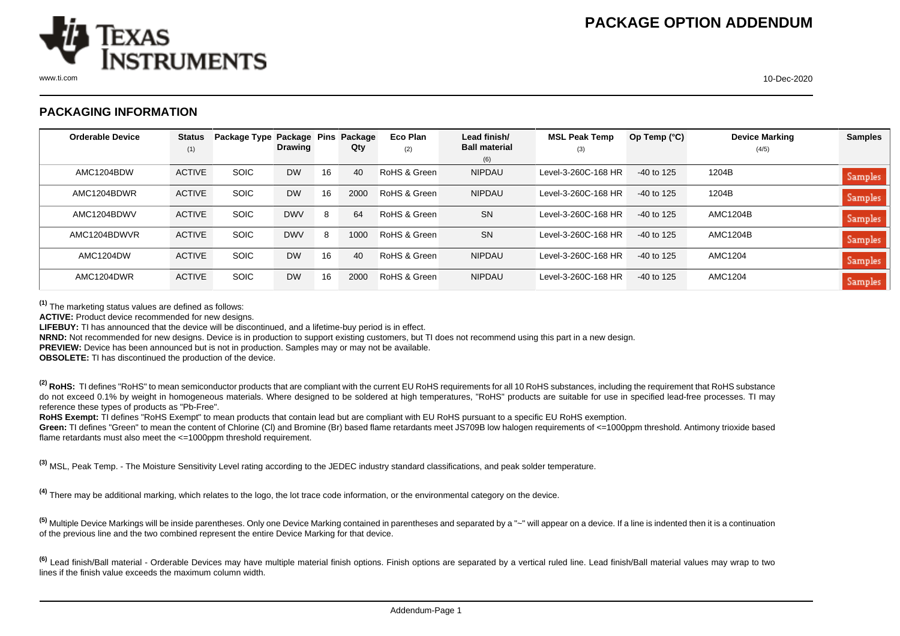# PACKAGE OPTION ADDENDUM

## PACKAGING INFORMATION

| Orderable Device | Status (1) | Package Type | Package Drawing | Pins | Package Qty | Eco Plan (2) | Lead finish/ Ball material (6) | MSL Peak Temp (3) | Op Temp (°C) | Device Marking (4/5) | Samples |
|---|---|---|---|---|---|---|---|---|---|---|---|
| AMC1204BDW | ACTIVE | SOIC | DW | 16 | 40 | RoHS & Green | NIPDAU | Level-3-260C-168 HR | -40 to 125 | 1204B | Samples |
| AMC1204BDWR | ACTIVE | SOIC | DW | 16 | 2000 | RoHS & Green | NIPDAU | Level-3-260C-168 HR | -40 to 125 | 1204B | Samples |
| AMC1204BDWV | ACTIVE | SOIC | DWV | 8 | 64 | RoHS & Green | SN | Level-3-260C-168 HR | -40 to 125 | AMC1204B | Samples |
| AMC1204BDWVR | ACTIVE | SOIC | DWV | 8 | 1000 | RoHS & Green | SN | Level-3-260C-168 HR | -40 to 125 | AMC1204B | Samples |
| AMC1204DW | ACTIVE | SOIC | DW | 16 | 40 | RoHS & Green | NIPDAU | Level-3-260C-168 HR | -40 to 125 | AMC1204 | Samples |
| AMC1204DWR | ACTIVE | SOIC | DW | 16 | 2000 | RoHS & Green | NIPDAU | Level-3-260C-168 HR | -40 to 125 | AMC1204 | Samples |

[1] The marketing status values are defined as follows:
**ACTIVE:** Product device recommended for new designs.
**LIFEBUY:** TI has announced that the device will be discontinued, and a lifetime-buy period is in effect.
**NRND:** Not recommended for new designs. Device is in production to support existing customers, but TI does not recommend using this part in a new design.
**PREVIEW:** Device has been announced but is not in production. Samples may or may not be available.
**OBSOLETE:** TI has discontinued the production of the device.

[2] **RoHS:** TI defines "RoHS" to mean semiconductor products that are compliant with the current EU RoHS requirements for all 10 RoHS substances, including the requirement that RoHS substance do not exceed 0.1% by weight in homogeneous materials. Where designed to be soldered at high temperatures, "RoHS" products are suitable for use in specified lead-free processes. TI may reference these types of products as "Pb-Free".
**RoHS Exempt:** TI defines "RoHS Exempt" to mean products that contain lead but are compliant with EU RoHS pursuant to a specific EU RoHS exemption.
**Green:** TI defines "Green" to mean the content of Chlorine (Cl) and Bromine (Br) based flame retardants meet JS709B low halogen requirements of <=1000ppm threshold. Antimony trioxide based flame retardants must also meet the <=1000ppm threshold requirement.

[3] MSL, Peak Temp. - The Moisture Sensitivity Level rating according to the JEDEC industry standard classifications, and peak solder temperature.

[4] There may be additional marking, which relates to the logo, the lot trace code information, or the environmental category on the device.

[5] Multiple Device Markings will be inside parentheses. Only one Device Marking contained in parentheses and separated by a "~" will appear on a device. If a line is indented then it is a continuation of the previous line and the two combined represent the entire Device Marking for that device.

[6] Lead finish/Ball material - Orderable Devices may have multiple material finish options. Finish options are separated by a vertical ruled line. Lead finish/Ball material values may wrap to two lines if the finish value exceeds the maximum column width.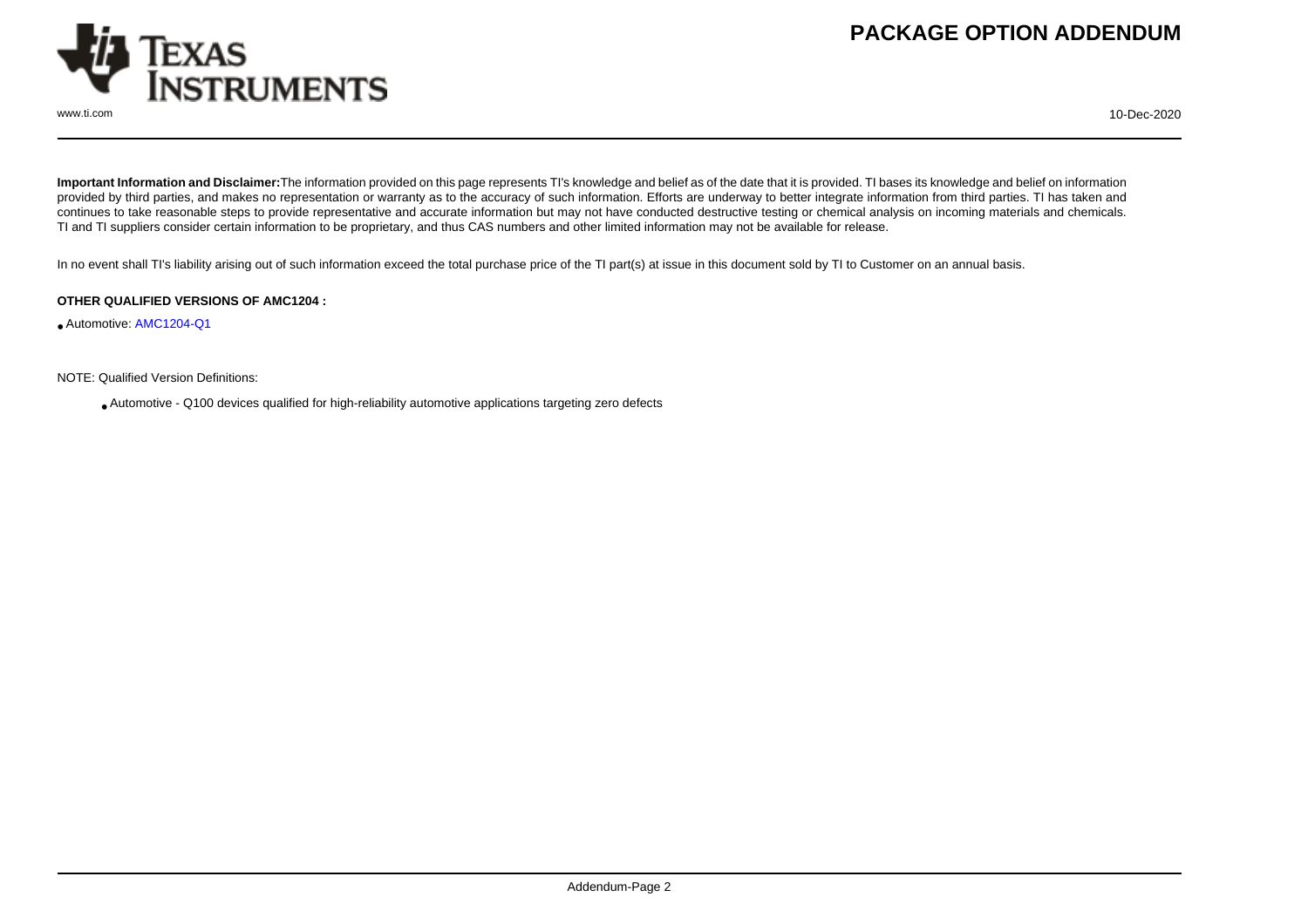**Important Information and Disclaimer:**The information provided on this page represents TI's knowledge and belief as of the date that it is provided. TI bases its knowledge and belief on information provided by third parties, and makes no representation or warranty as to the accuracy of such information. Efforts are underway to better integrate information from third parties. TI has taken and continues to take reasonable steps to provide representative and accurate information but may not have conducted destructive testing or chemical analysis on incoming materials and chemicals. TI and TI suppliers consider certain information to be proprietary, and thus CAS numbers and other limited information may not be available for release.

In no event shall TI's liability arising out of such information exceed the total purchase price of the TI part(s) at issue in this document sold by TI to Customer on an annual basis.

**OTHER QUALIFIED VERSIONS OF AMC1204 :**

- Automotive: AMC1204-Q1

NOTE: Qualified Version Definitions:

- Automotive - Q100 devices qualified for high-reliability automotive applications targeting zero defects